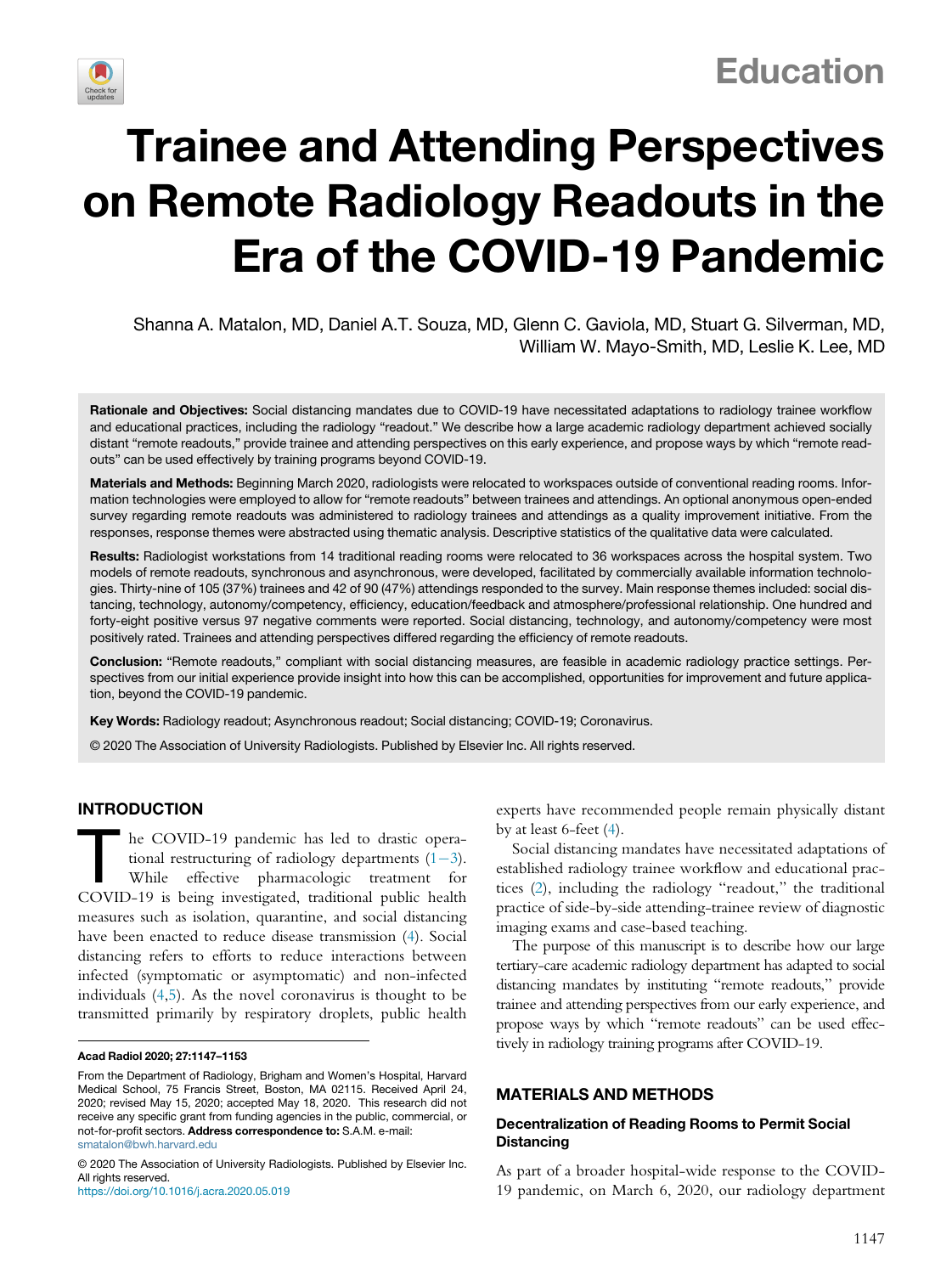Education

# Trainee and Attending Perspectives on Remote Radiology Readouts in the Era of the COVID-19 Pandemic

Shanna A. Matalon, MD, Daniel A.T. Souza, MD, Glenn C. Gaviola, MD, Stuart G. Silverman, MD, William W. Mayo-Smith, MD, Leslie K. Lee, MD

**Rationale and Objectives:** Social distancing mandates due to COVID-19 have necessitated adaptations to radiology trainee workflow and educational practices, including the radiology "readout." We describe how a large academic radiology department achieved socially distant "remote readouts," provide trainee and attending perspectives on this early experience, and propose ways by which "remote readouts" can be used effectively by training programs beyond COVID-19.

**Materials and Methods:** Beginning March 2020, radiologists were relocated to workspaces outside of conventional reading rooms. Information technologies were employed to allow for "remote readouts" between trainees and attendings. An optional anonymous open-ended survey regarding remote readouts was administered to radiology trainees and attendings as a quality improvement initiative. From the responses, response themes were abstracted using thematic analysis. Descriptive statistics of the qualitative data were calculated.

**Results:** Radiologist workstations from 14 traditional reading rooms were relocated to 36 workspaces across the hospital system. Two models of remote readouts, synchronous and asynchronous, were developed, facilitated by commercially available information technologies. Thirty-nine of 105 (37%) trainees and 42 of 90 (47%) attendings responded to the survey. Main response themes included: social distancing, technology, autonomy/competency, efficiency, education/feedback and atmosphere/professional relationship. One hundred and forty-eight positive versus 97 negative comments were reported. Social distancing, technology, and autonomy/competency were most positively rated. Trainees and attending perspectives differed regarding the efficiency of remote readouts.

**Conclusion:** "Remote readouts," compliant with social distancing measures, are feasible in academic radiology practice settings. Perspectives from our initial experience provide insight into how this can be accomplished, opportunities for improvement and future application, beyond the COVID-19 pandemic.

**Key Words:** Radiology readout; Asynchronous readout; Social distancing; COVID-19; Coronavirus.

© 2020 The Association of University Radiologists. Published by Elsevier Inc. All rights reserved.

## INTRODUCTION

The COVID-19 pandemic has led to drastic operational restructuring of radiology departments (1−3). While effective pharmacologic treatment for COVID-19 is being investigated, traditional public health measures such as isolation, quarantine, and social distancing have been enacted to reduce disease transmission (4). Social distancing refers to efforts to reduce interactions between infected (symptomatic or asymptomatic) and non-infected individuals (4,5). As the novel coronavirus is thought to be transmitted primarily by respiratory droplets, public health experts have recommended people remain physically distant by at least 6-feet (4).

Social distancing mandates have necessitated adaptations of established radiology trainee workflow and educational practices (2), including the radiology "readout," the traditional practice of side-by-side attending-trainee review of diagnostic imaging exams and case-based teaching.

The purpose of this manuscript is to describe how our large tertiary-care academic radiology department has adapted to social distancing mandates by instituting "remote readouts," provide trainee and attending perspectives from our early experience, and propose ways by which "remote readouts" can be used effectively in radiology training programs after COVID-19.

From the Department of Radiology, Brigham and Women's Hospital, Harvard Medical School, 75 Francis Street, Boston, MA 02115. Received April 24, 2020; revised May 15, 2020; accepted May 18, 2020. This research did not receive any specific grant from funding agencies in the public, commercial, or not-for-profit sectors. **Address correspondence to:** S.A.M. e-mail: smatalon@bwh.harvard.edu

© 2020 The Association of University Radiologists. Published by Elsevier Inc. All rights reserved.
https://doi.org/10.1016/j.acra.2020.05.019

## MATERIALS AND METHODS

### Decentralization of Reading Rooms to Permit Social Distancing

As part of a broader hospital-wide response to the COVID-19 pandemic, on March 6, 2020, our radiology department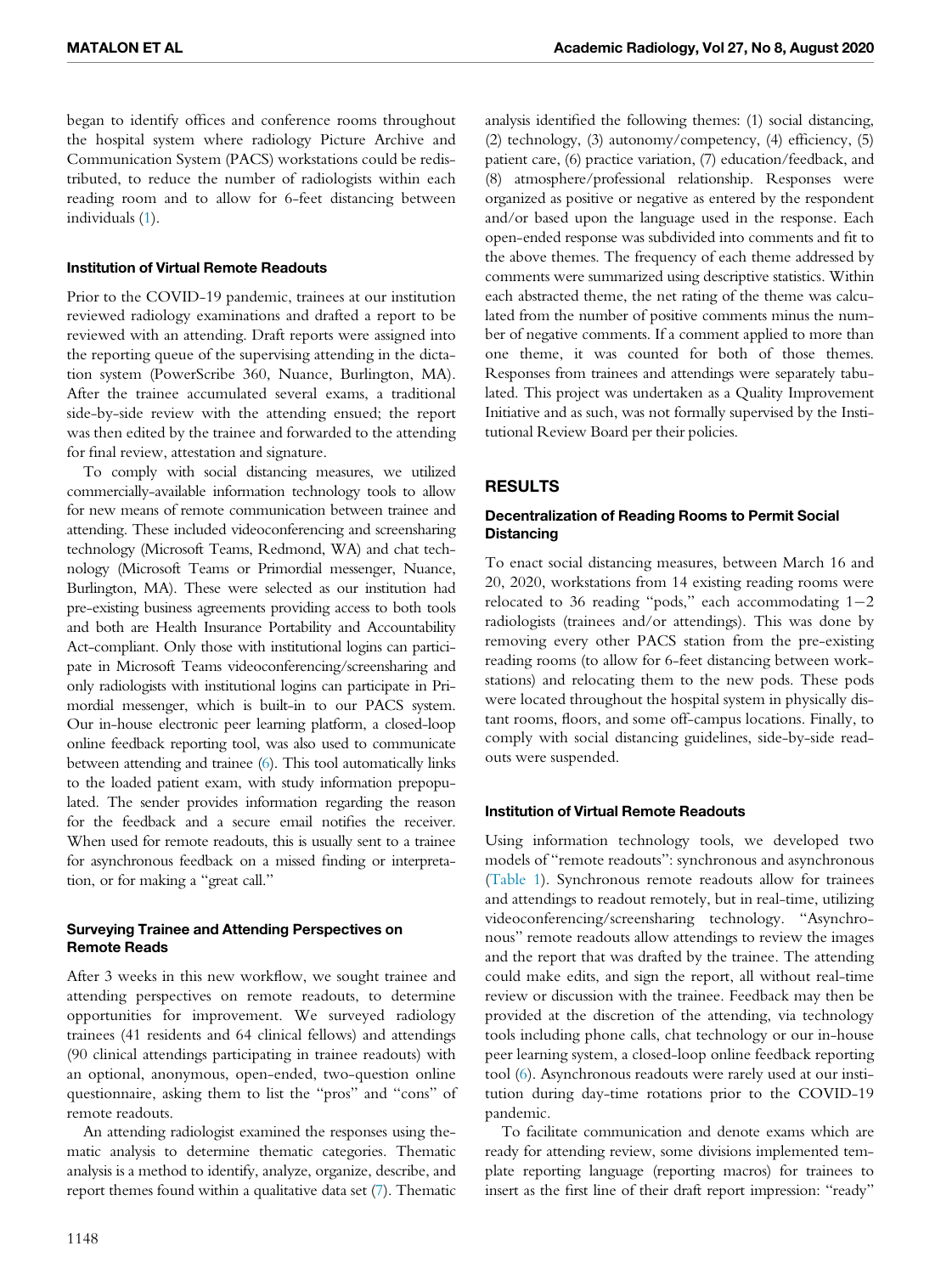began to identify offices and conference rooms throughout the hospital system where radiology Picture Archive and Communication System (PACS) workstations could be redistributed, to reduce the number of radiologists within each reading room and to allow for 6-feet distancing between individuals (1).

### Institution of Virtual Remote Readouts

Prior to the COVID-19 pandemic, trainees at our institution reviewed radiology examinations and drafted a report to be reviewed with an attending. Draft reports were assigned into the reporting queue of the supervising attending in the dictation system (PowerScribe 360, Nuance, Burlington, MA). After the trainee accumulated several exams, a traditional side-by-side review with the attending ensued; the report was then edited by the trainee and forwarded to the attending for final review, attestation and signature.

To comply with social distancing measures, we utilized commercially-available information technology tools to allow for new means of remote communication between trainee and attending. These included videoconferencing and screensharing technology (Microsoft Teams, Redmond, WA) and chat technology (Microsoft Teams or Primordial messenger, Nuance, Burlington, MA). These were selected as our institution had pre-existing business agreements providing access to both tools and both are Health Insurance Portability and Accountability Act-compliant. Only those with institutional logins can participate in Microsoft Teams videoconferencing/screensharing and only radiologists with institutional logins can participate in Primordial messenger, which is built-in to our PACS system. Our in-house electronic peer learning platform, a closed-loop online feedback reporting tool, was also used to communicate between attending and trainee (6). This tool automatically links to the loaded patient exam, with study information prepopulated. The sender provides information regarding the reason for the feedback and a secure email notifies the receiver. When used for remote readouts, this is usually sent to a trainee for asynchronous feedback on a missed finding or interpretation, or for making a "great call."

### Surveying Trainee and Attending Perspectives on Remote Reads

After 3 weeks in this new workflow, we sought trainee and attending perspectives on remote readouts, to determine opportunities for improvement. We surveyed radiology trainees (41 residents and 64 clinical fellows) and attendings (90 clinical attendings participating in trainee readouts) with an optional, anonymous, open-ended, two-question online questionnaire, asking them to list the "pros" and "cons" of remote readouts.

An attending radiologist examined the responses using thematic analysis to determine thematic categories. Thematic analysis is a method to identify, analyze, organize, describe, and report themes found within a qualitative data set (7). Thematic analysis identified the following themes: (1) social distancing, (2) technology, (3) autonomy/competency, (4) efficiency, (5) patient care, (6) practice variation, (7) education/feedback, and (8) atmosphere/professional relationship. Responses were organized as positive or negative as entered by the respondent and/or based upon the language used in the response. Each open-ended response was subdivided into comments and fit to the above themes. The frequency of each theme addressed by comments were summarized using descriptive statistics. Within each abstracted theme, the net rating of the theme was calculated from the number of positive comments minus the number of negative comments. If a comment applied to more than one theme, it was counted for both of those themes. Responses from trainees and attendings were separately tabulated. This project was undertaken as a Quality Improvement Initiative and as such, was not formally supervised by the Institutional Review Board per their policies.

## RESULTS

### Decentralization of Reading Rooms to Permit Social Distancing

To enact social distancing measures, between March 16 and 20, 2020, workstations from 14 existing reading rooms were relocated to 36 reading "pods," each accommodating 1−2 radiologists (trainees and/or attendings). This was done by removing every other PACS station from the pre-existing reading rooms (to allow for 6-feet distancing between workstations) and relocating them to the new pods. These pods were located throughout the hospital system in physically distant rooms, floors, and some off-campus locations. Finally, to comply with social distancing guidelines, side-by-side readouts were suspended.

### Institution of Virtual Remote Readouts

Using information technology tools, we developed two models of "remote readouts": synchronous and asynchronous (Table 1). Synchronous remote readouts allow for trainees and attendings to readout remotely, but in real-time, utilizing videoconferencing/screensharing technology. "Asynchronous" remote readouts allow attendings to review the images and the report that was drafted by the trainee. The attending could make edits, and sign the report, all without real-time review or discussion with the trainee. Feedback may then be provided at the discretion of the attending, via technology tools including phone calls, chat technology or our in-house peer learning system, a closed-loop online feedback reporting tool (6). Asynchronous readouts were rarely used at our institution during day-time rotations prior to the COVID-19 pandemic.

To facilitate communication and denote exams which are ready for attending review, some divisions implemented template reporting language (reporting macros) for trainees to insert as the first line of their draft report impression: "ready"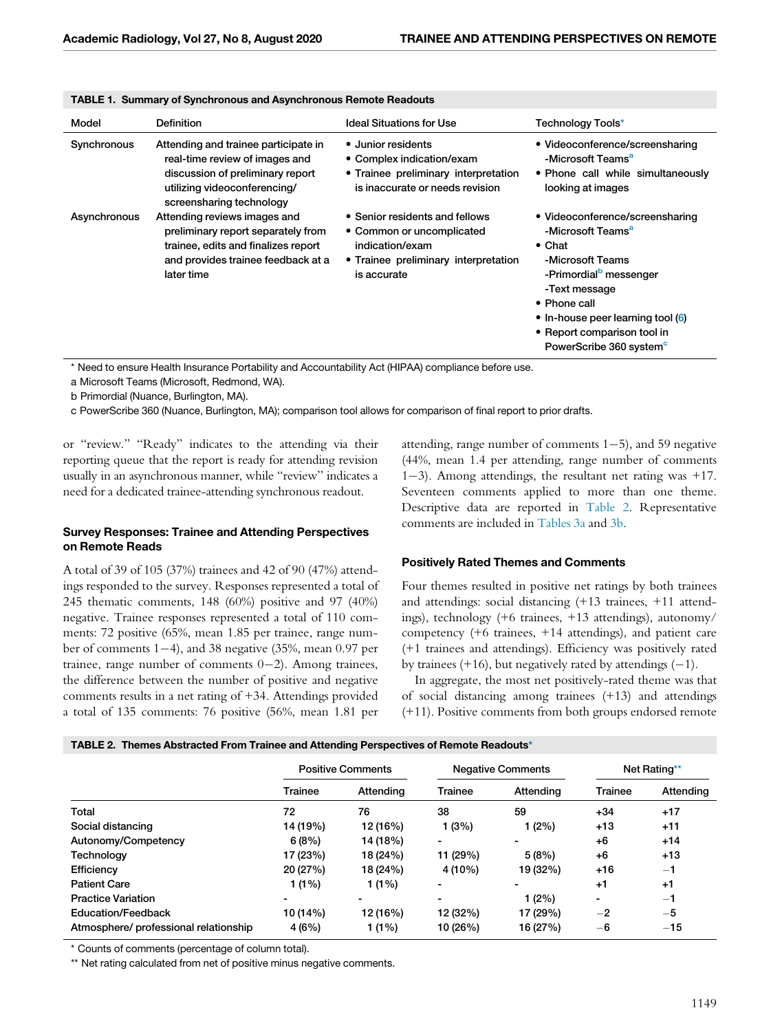**TABLE 1. Summary of Synchronous and Asynchronous Remote Readouts**

| Model | Definition | Ideal Situations for Use | Technology Tools* |
|---|---|---|---|
| Synchronous | Attending and trainee participate in real-time review of images and discussion of preliminary report utilizing videoconferencing/ screensharing technology | • Junior residents<br>• Complex indication/exam<br>• Trainee preliminary interpretation is inaccurate or needs revision | • Videoconference/screensharing -Microsoft Teams[a]<br>• Phone call while simultaneously looking at images |
| Asynchronous | Attending reviews images and preliminary report separately from trainee, edits and finalizes report and provides trainee feedback at a later time | • Senior residents and fellows<br>• Common or uncomplicated indication/exam<br>• Trainee preliminary interpretation is accurate | • Videoconference/screensharing -Microsoft Teams[a]<br>• Chat -Microsoft Teams -Primordial[b] messenger -Text message<br>• Phone call<br>• In-house peer learning tool (6)<br>• Report comparison tool in PowerScribe 360 system[c] |

\* Need to ensure Health Insurance Portability and Accountability Act (HIPAA) compliance before use.
a Microsoft Teams (Microsoft, Redmond, WA).
b Primordial (Nuance, Burlington, MA).
c PowerScribe 360 (Nuance, Burlington, MA); comparison tool allows for comparison of final report to prior drafts.

or "review." "Ready" indicates to the attending via their reporting queue that the report is ready for attending revision usually in an asynchronous manner, while "review" indicates a need for a dedicated trainee-attending synchronous readout.

### Survey Responses: Trainee and Attending Perspectives on Remote Reads

A total of 39 of 105 (37%) trainees and 42 of 90 (47%) attendings responded to the survey. Responses represented a total of 245 thematic comments, 148 (60%) positive and 97 (40%) negative. Trainee responses represented a total of 110 comments: 72 positive (65%, mean 1.85 per trainee, range number of comments 1−4), and 38 negative (35%, mean 0.97 per trainee, range number of comments 0−2). Among trainees, the difference between the number of positive and negative comments results in a net rating of +34. Attendings provided a total of 135 comments: 76 positive (56%, mean 1.81 per attending, range number of comments 1−5), and 59 negative (44%, mean 1.4 per attending, range number of comments 1−3). Among attendings, the resultant net rating was +17. Seventeen comments applied to more than one theme. Descriptive data are reported in Table 2. Representative comments are included in Tables 3a and 3b.

### Positively Rated Themes and Comments

Four themes resulted in positive net ratings by both trainees and attendings: social distancing (+13 trainees, +11 attendings), technology (+6 trainees, +13 attendings), autonomy/competency (+6 trainees, +14 attendings), and patient care (+1 trainees and attendings). Efficiency was positively rated by trainees (+16), but negatively rated by attendings (−1).

In aggregate, the most net positively-rated theme was that of social distancing among trainees (+13) and attendings (+11). Positive comments from both groups endorsed remote

**TABLE 2. Themes Abstracted From Trainee and Attending Perspectives of Remote Readouts***

| | Positive Comments | | Negative Comments | | Net Rating** | |
|---|---|---|---|---|---|---|
| | Trainee | Attending | Trainee | Attending | Trainee | Attending |
| Total | 72 | 76 | 38 | 59 | +34 | +17 |
| Social distancing | 14 (19%) | 12 (16%) | 1 (3%) | 1 (2%) | +13 | +11 |
| Autonomy/Competency | 6 (8%) | 14 (18%) | - | - | +6 | +14 |
| Technology | 17 (23%) | 18 (24%) | 11 (29%) | 5 (8%) | +6 | +13 |
| Efficiency | 20 (27%) | 18 (24%) | 4 (10%) | 19 (32%) | +16 | −1 |
| Patient Care | 1 (1%) | 1 (1%) | - | - | +1 | +1 |
| Practice Variation | - | - | - | 1 (2%) | - | −1 |
| Education/Feedback | 10 (14%) | 12 (16%) | 12 (32%) | 17 (29%) | −2 | −5 |
| Atmosphere/ professional relationship | 4 (6%) | 1 (1%) | 10 (26%) | 16 (27%) | −6 | −15 |

\* Counts of comments (percentage of column total).
\*\* Net rating calculated from net of positive minus negative comments.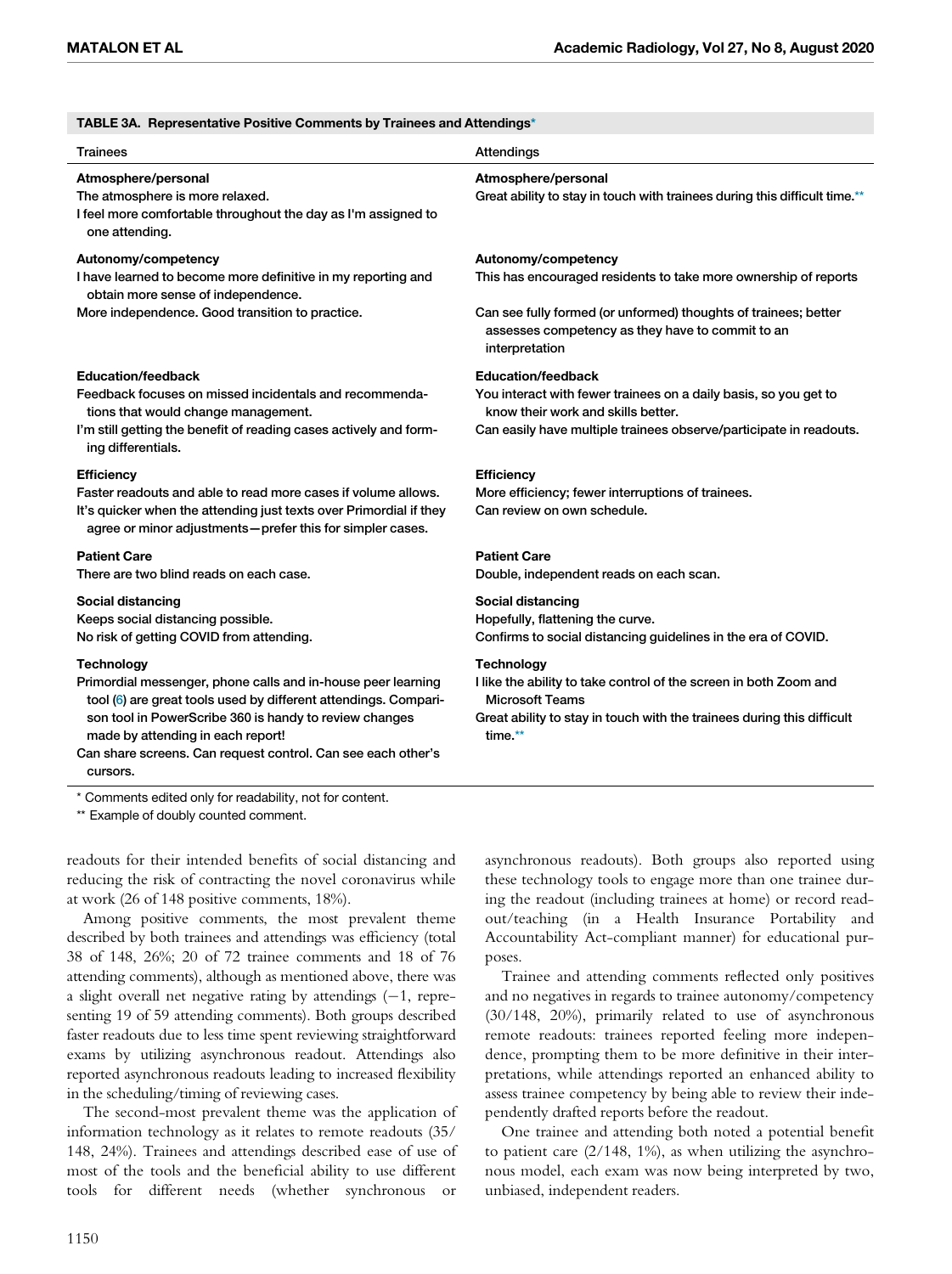**TABLE 3A. Representative Positive Comments by Trainees and Attendings***

| Trainees | Attendings |
|---|---|
| **Atmosphere/personal** | **Atmosphere/personal** |
| The atmosphere is more relaxed. | Great ability to stay in touch with trainees during this difficult time.** |
| I feel more comfortable throughout the day as I'm assigned to one attending. | |
| **Autonomy/competency** | **Autonomy/competency** |
| I have learned to become more definitive in my reporting and obtain more sense of independence. | This has encouraged residents to take more ownership of reports |
| More independence. Good transition to practice. | Can see fully formed (or unformed) thoughts of trainees; better assesses competency as they have to commit to an interpretation |
| **Education/feedback** | **Education/feedback** |
| Feedback focuses on missed incidentals and recommendations that would change management. | You interact with fewer trainees on a daily basis, so you get to know their work and skills better. |
| I'm still getting the benefit of reading cases actively and forming differentials. | Can easily have multiple trainees observe/participate in readouts. |
| **Efficiency** | **Efficiency** |
| Faster readouts and able to read more cases if volume allows. | More efficiency; fewer interruptions of trainees. |
| It's quicker when the attending just texts over Primordial if they agree or minor adjustments—prefer this for simpler cases. | Can review on own schedule. |
| **Patient Care** | **Patient Care** |
| There are two blind reads on each case. | Double, independent reads on each scan. |
| **Social distancing** | **Social distancing** |
| Keeps social distancing possible. | Hopefully, flattening the curve. |
| No risk of getting COVID from attending. | Confirms to social distancing guidelines in the era of COVID. |
| **Technology** | **Technology** |
| Primordial messenger, phone calls and in-house peer learning tool (6) are great tools used by different attendings. Comparison tool in PowerScribe 360 is handy to review changes made by attending in each report! | I like the ability to take control of the screen in both Zoom and Microsoft Teams |
| Can share screens. Can request control. Can see each other's cursors. | Great ability to stay in touch with the trainees during this difficult time.** |

\* Comments edited only for readability, not for content.

\*\* Example of doubly counted comment.

readouts for their intended benefits of social distancing and reducing the risk of contracting the novel coronavirus while at work (26 of 148 positive comments, 18%).

Among positive comments, the most prevalent theme described by both trainees and attendings was efficiency (total 38 of 148, 26%; 20 of 72 trainee comments and 18 of 76 attending comments), although as mentioned above, there was a slight overall net negative rating by attendings (−1, representing 19 of 59 attending comments). Both groups described faster readouts due to less time spent reviewing straightforward exams by utilizing asynchronous readout. Attendings also reported asynchronous readouts leading to increased flexibility in the scheduling/timing of reviewing cases.

The second-most prevalent theme was the application of information technology as it relates to remote readouts (35/148, 24%). Trainees and attendings described ease of use of most of the tools and the beneficial ability to use different tools for different needs (whether synchronous or asynchronous readouts). Both groups also reported using these technology tools to engage more than one trainee during the readout (including trainees at home) or record readout/teaching (in a Health Insurance Portability and Accountability Act-compliant manner) for educational purposes.

Trainee and attending comments reflected only positives and no negatives in regards to trainee autonomy/competency (30/148, 20%), primarily related to use of asynchronous remote readouts: trainees reported feeling more independence, prompting them to be more definitive in their interpretations, while attendings reported an enhanced ability to assess trainee competency by being able to review their independently drafted reports before the readout.

One trainee and attending both noted a potential benefit to patient care (2/148, 1%), as when utilizing the asynchronous model, each exam was now being interpreted by two, unbiased, independent readers.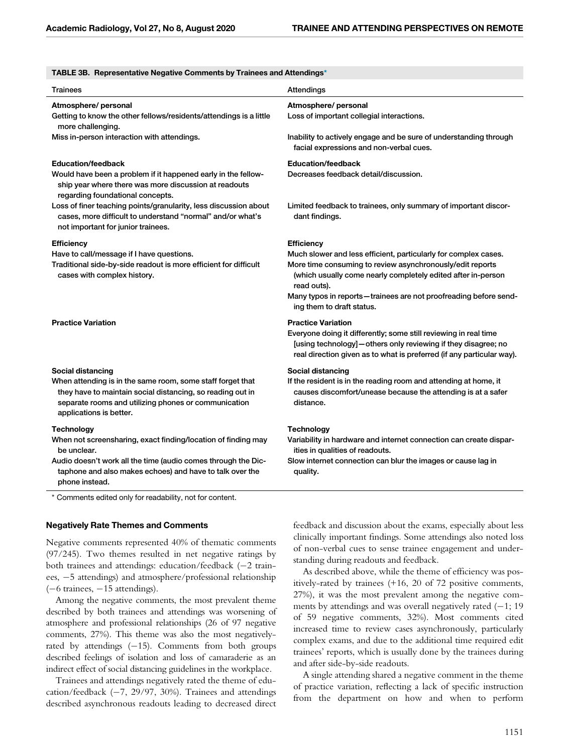**TABLE 3B. Representative Negative Comments by Trainees and Attendings***

| Trainees | Attendings |
|---|---|
| **Atmosphere/ personal** | **Atmosphere/ personal** |
| Getting to know the other fellows/residents/attendings is a little more challenging. | Loss of important collegial interactions. |
| Miss in-person interaction with attendings. | Inability to actively engage and be sure of understanding through facial expressions and non-verbal cues. |
| **Education/feedback** | **Education/feedback** |
| Would have been a problem if it happened early in the fellowship year where there was more discussion at readouts regarding foundational concepts. | Decreases feedback detail/discussion. |
| Loss of finer teaching points/granularity, less discussion about cases, more difficult to understand "normal" and/or what's not important for junior trainees. | Limited feedback to trainees, only summary of important discordant findings. |
| **Efficiency** | **Efficiency** |
| Have to call/message if I have questions. | Much slower and less efficient, particularly for complex cases. |
| Traditional side-by-side readout is more efficient for difficult cases with complex history. | More time consuming to review asynchronously/edit reports (which usually come nearly completely edited after in-person read outs). |
| | Many typos in reports—trainees are not proofreading before sending them to draft status. |
| **Practice Variation** | **Practice Variation** |
| | Everyone doing it differently; some still reviewing in real time [using technology]—others only reviewing if they disagree; no real direction given as to what is preferred (if any particular way). |
| **Social distancing** | **Social distancing** |
| When attending is in the same room, some staff forget that they have to maintain social distancing, so reading out in separate rooms and utilizing phones or communication applications is better. | If the resident is in the reading room and attending at home, it causes discomfort/unease because the attending is at a safer distance. |
| **Technology** | **Technology** |
| When not screensharing, exact finding/location of finding may be unclear. | Variability in hardware and internet connection can create disparities in qualities of readouts. |
| Audio doesn't work all the time (audio comes through the Dictaphone and also makes echoes) and have to talk over the phone instead. | Slow internet connection can blur the images or cause lag in quality. |

* Comments edited only for readability, not for content.

### Negatively Rate Themes and Comments

Negative comments represented 40% of thematic comments (97/245). Two themes resulted in net negative ratings by both trainees and attendings: education/feedback (−2 trainees, −5 attendings) and atmosphere/professional relationship (−6 trainees, −15 attendings).

Among the negative comments, the most prevalent theme described by both trainees and attendings was worsening of atmosphere and professional relationships (26 of 97 negative comments, 27%). This theme was also the most negatively-rated by attendings (−15). Comments from both groups described feelings of isolation and loss of camaraderie as an indirect effect of social distancing guidelines in the workplace.

Trainees and attendings negatively rated the theme of education/feedback (−7, 29/97, 30%). Trainees and attendings described asynchronous readouts leading to decreased direct feedback and discussion about the exams, especially about less clinically important findings. Some attendings also noted loss of non-verbal cues to sense trainee engagement and understanding during readouts and feedback.

As described above, while the theme of efficiency was positively-rated by trainees (+16, 20 of 72 positive comments, 27%), it was the most prevalent among the negative comments by attendings and was overall negatively rated (−1; 19 of 59 negative comments, 32%). Most comments cited increased time to review cases asynchronously, particularly complex exams, and due to the additional time required edit trainees' reports, which is usually done by the trainees during and after side-by-side readouts.

A single attending shared a negative comment in the theme of practice variation, reflecting a lack of specific instruction from the department on how and when to perform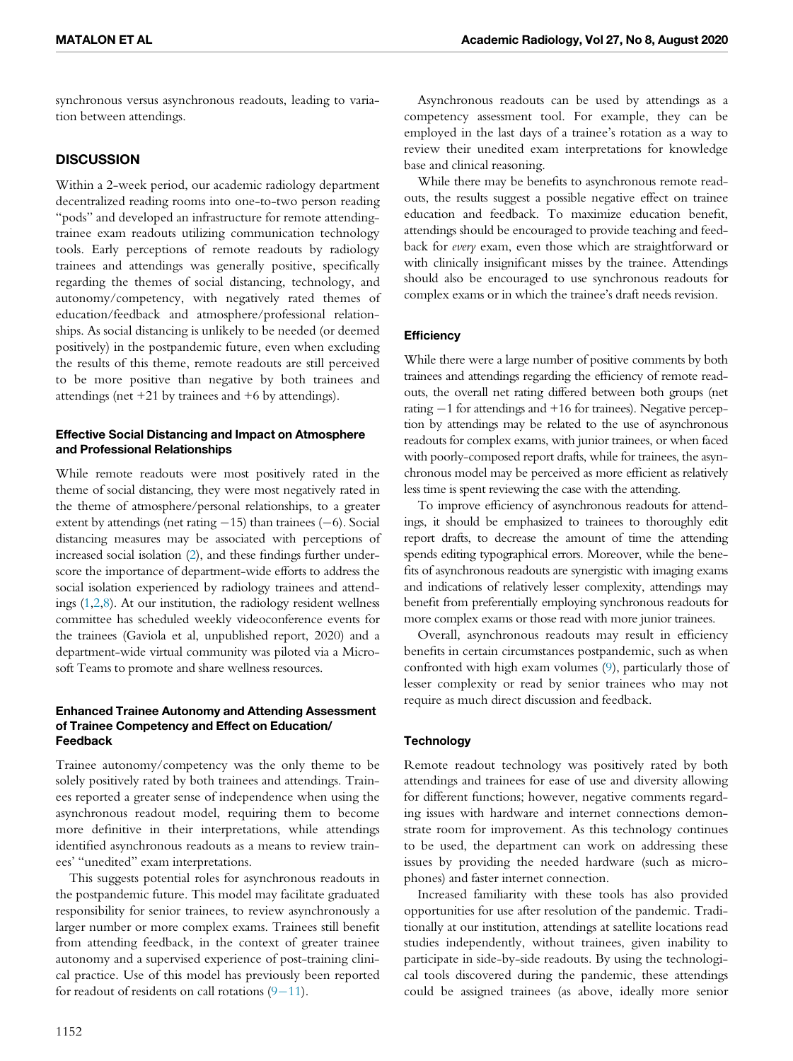synchronous versus asynchronous readouts, leading to variation between attendings.

## DISCUSSION

Within a 2-week period, our academic radiology department decentralized reading rooms into one-to-two person reading "pods" and developed an infrastructure for remote attending-trainee exam readouts utilizing communication technology tools. Early perceptions of remote readouts by radiology trainees and attendings was generally positive, specifically regarding the themes of social distancing, technology, and autonomy/competency, with negatively rated themes of education/feedback and atmosphere/professional relationships. As social distancing is unlikely to be needed (or deemed positively) in the postpandemic future, even when excluding the results of this theme, remote readouts are still perceived to be more positive than negative by both trainees and attendings (net +21 by trainees and +6 by attendings).

### Effective Social Distancing and Impact on Atmosphere and Professional Relationships

While remote readouts were most positively rated in the theme of social distancing, they were most negatively rated in the theme of atmosphere/personal relationships, to a greater extent by attendings (net rating −15) than trainees (−6). Social distancing measures may be associated with perceptions of increased social isolation (2), and these findings further underscore the importance of department-wide efforts to address the social isolation experienced by radiology trainees and attendings (1,2,8). At our institution, the radiology resident wellness committee has scheduled weekly videoconference events for the trainees (Gaviola et al, unpublished report, 2020) and a department-wide virtual community was piloted via a Microsoft Teams to promote and share wellness resources.

### Enhanced Trainee Autonomy and Attending Assessment of Trainee Competency and Effect on Education/Feedback

Trainee autonomy/competency was the only theme to be solely positively rated by both trainees and attendings. Trainees reported a greater sense of independence when using the asynchronous readout model, requiring them to become more definitive in their interpretations, while attendings identified asynchronous readouts as a means to review trainees' "unedited" exam interpretations.

This suggests potential roles for asynchronous readouts in the postpandemic future. This model may facilitate graduated responsibility for senior trainees, to review asynchronously a larger number or more complex exams. Trainees still benefit from attending feedback, in the context of greater trainee autonomy and a supervised experience of post-training clinical practice. Use of this model has previously been reported for readout of residents on call rotations (9−11).

Asynchronous readouts can be used by attendings as a competency assessment tool. For example, they can be employed in the last days of a trainee's rotation as a way to review their unedited exam interpretations for knowledge base and clinical reasoning.

While there may be benefits to asynchronous remote readouts, the results suggest a possible negative effect on trainee education and feedback. To maximize education benefit, attendings should be encouraged to provide teaching and feedback for *every* exam, even those which are straightforward or with clinically insignificant misses by the trainee. Attendings should also be encouraged to use synchronous readouts for complex exams or in which the trainee's draft needs revision.

### Efficiency

While there were a large number of positive comments by both trainees and attendings regarding the efficiency of remote readouts, the overall net rating differed between both groups (net rating −1 for attendings and +16 for trainees). Negative perception by attendings may be related to the use of asynchronous readouts for complex exams, with junior trainees, or when faced with poorly-composed report drafts, while for trainees, the asynchronous model may be perceived as more efficient as relatively less time is spent reviewing the case with the attending.

To improve efficiency of asynchronous readouts for attendings, it should be emphasized to trainees to thoroughly edit report drafts, to decrease the amount of time the attending spends editing typographical errors. Moreover, while the benefits of asynchronous readouts are synergistic with imaging exams and indications of relatively lesser complexity, attendings may benefit from preferentially employing synchronous readouts for more complex exams or those read with more junior trainees.

Overall, asynchronous readouts may result in efficiency benefits in certain circumstances postpandemic, such as when confronted with high exam volumes (9), particularly those of lesser complexity or read by senior trainees who may not require as much direct discussion and feedback.

### Technology

Remote readout technology was positively rated by both attendings and trainees for ease of use and diversity allowing for different functions; however, negative comments regarding issues with hardware and internet connections demonstrate room for improvement. As this technology continues to be used, the department can work on addressing these issues by providing the needed hardware (such as microphones) and faster internet connection.

Increased familiarity with these tools has also provided opportunities for use after resolution of the pandemic. Traditionally at our institution, attendings at satellite locations read studies independently, without trainees, given inability to participate in side-by-side readouts. By using the technological tools discovered during the pandemic, these attendings could be assigned trainees (as above, ideally more senior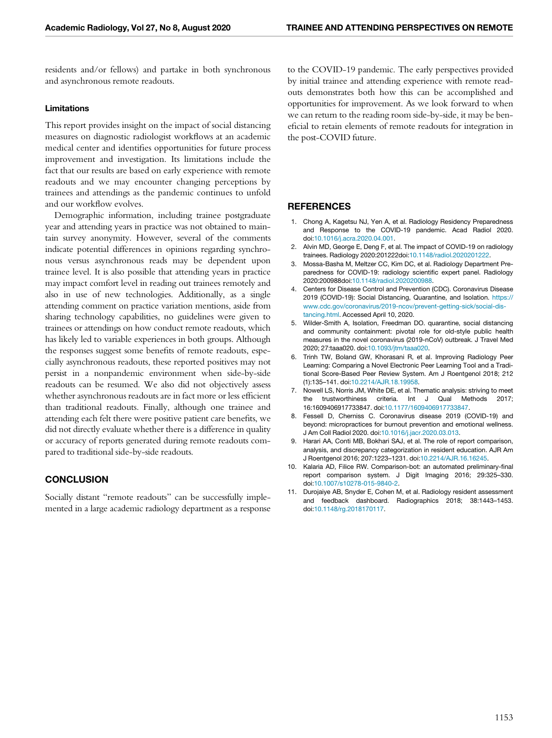residents and/or fellows) and partake in both synchronous and asynchronous remote readouts.

### Limitations

This report provides insight on the impact of social distancing measures on diagnostic radiologist workflows at an academic medical center and identifies opportunities for future process improvement and investigation. Its limitations include the fact that our results are based on early experience with remote readouts and we may encounter changing perceptions by trainees and attendings as the pandemic continues to unfold and our workflow evolves.

Demographic information, including trainee postgraduate year and attending years in practice was not obtained to maintain survey anonymity. However, several of the comments indicate potential differences in opinions regarding synchronous versus asynchronous reads may be dependent upon trainee level. It is also possible that attending years in practice may impact comfort level in reading out trainees remotely and also in use of new technologies. Additionally, as a single attending comment on practice variation mentions, aside from sharing technology capabilities, no guidelines were given to trainees or attendings on how conduct remote readouts, which has likely led to variable experiences in both groups. Although the responses suggest some benefits of remote readouts, especially asynchronous readouts, these reported positives may not persist in a nonpandemic environment when side-by-side readouts can be resumed. We also did not objectively assess whether asynchronous readouts are in fact more or less efficient than traditional readouts. Finally, although one trainee and attending each felt there were positive patient care benefits, we did not directly evaluate whether there is a difference in quality or accuracy of reports generated during remote readouts compared to traditional side-by-side readouts.

## CONCLUSION

Socially distant "remote readouts" can be successfully implemented in a large academic radiology department as a response to the COVID-19 pandemic. The early perspectives provided by initial trainee and attending experience with remote readouts demonstrates both how this can be accomplished and opportunities for improvement. As we look forward to when we can return to the reading room side-by-side, it may be beneficial to retain elements of remote readouts for integration in the post-COVID future.

## REFERENCES

1. Chong A, Kagetsu NJ, Yen A, et al. Radiology Residency Preparedness and Response to the COVID-19 pandemic. Acad Radiol 2020. doi:10.1016/j.acra.2020.04.001.
2. Alvin MD, George E, Deng F, et al. The impact of COVID-19 on radiology trainees. Radiology 2020:201222doi:10.1148/radiol.2020201222.
3. Mossa-Basha M, Meltzer CC, Kim DC, et al. Radiology Department Preparedness for COVID-19: radiology scientific expert panel. Radiology 2020:200988doi:10.1148/radiol.2020200988.
4. Centers for Disease Control and Prevention (CDC). Coronavirus Disease 2019 (COVID-19): Social Distancing, Quarantine, and Isolation. https://www.cdc.gov/coronavirus/2019-ncov/prevent-getting-sick/social-distancing.html. Accessed April 10, 2020.
5. Wilder-Smith A, Isolation, Freedman DO. quarantine, social distancing and community containment: pivotal role for old-style public health measures in the novel coronavirus (2019-nCoV) outbreak. J Travel Med 2020; 27:taaa020. doi:10.1093/jtm/taaa020.
6. Trinh TW, Boland GW, Khorasani R, et al. Improving Radiology Peer Learning: Comparing a Novel Electronic Peer Learning Tool and a Traditional Score-Based Peer Review System. Am J Roentgenol 2018; 212 (1):135–141. doi:10.2214/AJR.18.19958.
7. Nowell LS, Norris JM, White DE, et al. Thematic analysis: striving to meet the trustworthiness criteria. Int J Qual Methods 2017; 16:1609406917733847. doi:10.1177/1609406917733847.
8. Fessell D, Cherniss C. Coronavirus disease 2019 (COVID-19) and beyond: micropractices for burnout prevention and emotional wellness. J Am Coll Radiol 2020. doi:10.1016/j.jacr.2020.03.013.
9. Harari AA, Conti MB, Bokhari SAJ, et al. The role of report comparison, analysis, and discrepancy categorization in resident education. AJR Am J Roentgenol 2016; 207:1223–1231. doi:10.2214/AJR.16.16245.
10. Kalaria AD, Filice RW. Comparison-bot: an automated preliminary-final report comparison system. J Digit Imaging 2016; 29:325–330. doi:10.1007/s10278-015-9840-2.
11. Durojaiye AB, Snyder E, Cohen M, et al. Radiology resident assessment and feedback dashboard. Radiographics 2018; 38:1443–1453. doi:10.1148/rg.2018170117.